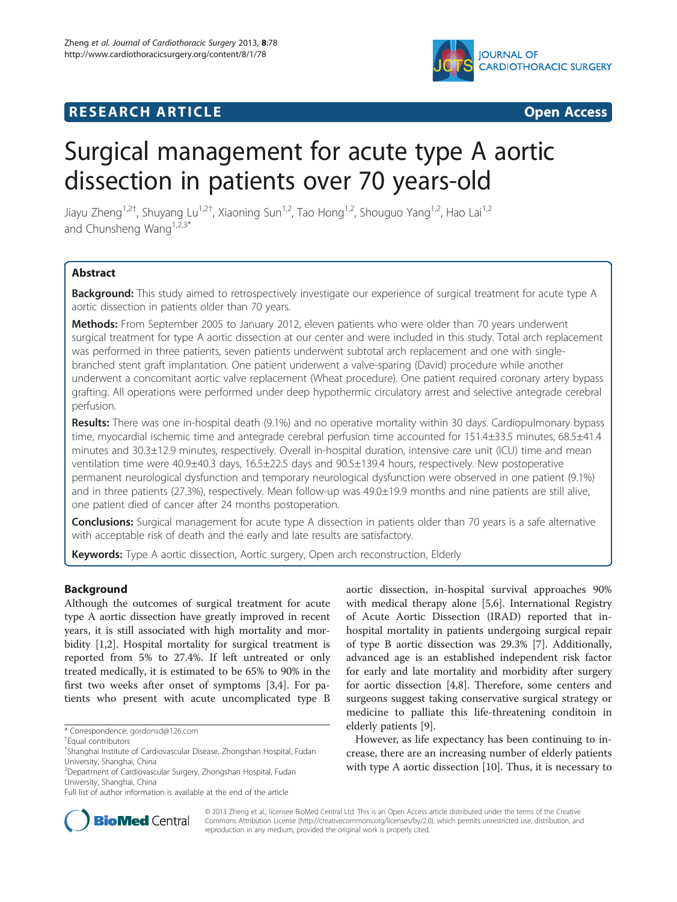# RESEARCH ARTICLE

# Surgical management for acute type A aortic dissection in patients over 70 years-old

Jiayu Zheng[1,2†], Shuyang Lu[1,2†], Xiaoning Sun[1,2], Tao Hong[1,2], Shouguo Yang[1,2], Hao Lai[1,2] and Chunsheng Wang[1,2,3*]

## Abstract

**Background:** This study aimed to retrospectively investigate our experience of surgical treatment for acute type A aortic dissection in patients older than 70 years.

**Methods:** From September 2005 to January 2012, eleven patients who were older than 70 years underwent surgical treatment for type A aortic dissection at our center and were included in this study. Total arch replacement was performed in three patients, seven patients underwent subtotal arch replacement and one with single-branched stent graft implantation. One patient underwent a valve-sparing (David) procedure while another underwent a concomitant aortic valve replacement (Wheat procedure). One patient required coronary artery bypass grafting. All operations were performed under deep hypothermic circulatory arrest and selective antegrade cerebral perfusion.

**Results:** There was one in-hospital death (9.1%) and no operative mortality within 30 days. Cardiopulmonary bypass time, myocardial ischemic time and antegrade cerebral perfusion time accounted for 151.4±33.5 minutes, 68.5±41.4 minutes and 30.3±12.9 minutes, respectively. Overall in-hospital duration, intensive care unit (ICU) time and mean ventilation time were 40.9±40.3 days, 16.5±22.5 days and 90.5±139.4 hours, respectively. New postoperative permanent neurological dysfunction and temporary neurological dysfunction were observed in one patient (9.1%) and in three patients (27.3%), respectively. Mean follow-up was 49.0±19.9 months and nine patients are still alive, one patient died of cancer after 24 months postoperation.

**Conclusions:** Surgical management for acute type A dissection in patients older than 70 years is a safe alternative with acceptable risk of death and the early and late results are satisfactory.

**Keywords:** Type A aortic dissection, Aortic surgery, Open arch reconstruction, Elderly

## Background

Although the outcomes of surgical treatment for acute type A aortic dissection have greatly improved in recent years, it is still associated with high mortality and morbidity [1,2]. Hospital mortality for surgical treatment is reported from 5% to 27.4%. If left untreated or only treated medically, it is estimated to be 65% to 90% in the first two weeks after onset of symptoms [3,4]. For patients who present with acute uncomplicated type B aortic dissection, in-hospital survival approaches 90% with medical therapy alone [5,6]. International Registry of Acute Aortic Dissection (IRAD) reported that in-hospital mortality in patients undergoing surgical repair of type B aortic dissection was 29.3% [7]. Additionally, advanced age is an established independent risk factor for early and late mortality and morbidity after surgery for aortic dissection [4,8]. Therefore, some centers and surgeons suggest taking conservative surgical strategy or medicine to palliate this life-threatening conditoin in elderly patients [9].

However, as life expectancy has been continuing to increase, there are an increasing number of elderly patients with type A aortic dissection [10]. Thus, it is necessary to

\* Correspondence: gordonsd@126.com
†Equal contributors
[1]Shanghai Institute of Cardiovascular Disease, Zhongshan Hospital, Fudan University, Shanghai, China
[2]Department of Cardiovascular Surgery, Zhongshan Hospital, Fudan University, Shanghai, China
Full list of author information is available at the end of the article

© 2013 Zheng et al.; licensee BioMed Central Ltd. This is an Open Access article distributed under the terms of the Creative Commons Attribution License (http://creativecommons.org/licenses/by/2.0), which permits unrestricted use, distribution, and reproduction in any medium, provided the original work is properly cited.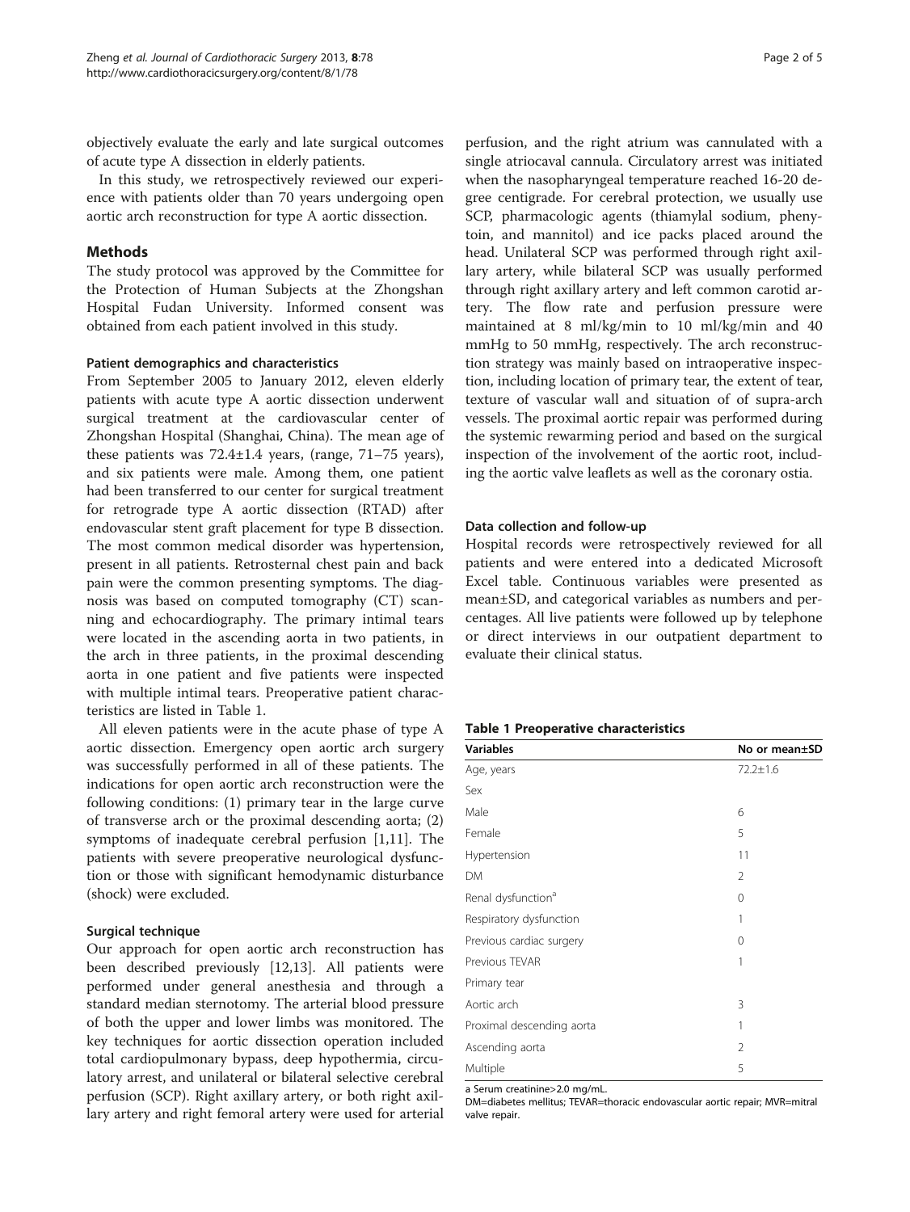objectively evaluate the early and late surgical outcomes of acute type A dissection in elderly patients.

In this study, we retrospectively reviewed our experience with patients older than 70 years undergoing open aortic arch reconstruction for type A aortic dissection.

## Methods

The study protocol was approved by the Committee for the Protection of Human Subjects at the Zhongshan Hospital Fudan University. Informed consent was obtained from each patient involved in this study.

### Patient demographics and characteristics

From September 2005 to January 2012, eleven elderly patients with acute type A aortic dissection underwent surgical treatment at the cardiovascular center of Zhongshan Hospital (Shanghai, China). The mean age of these patients was 72.4±1.4 years, (range, 71–75 years), and six patients were male. Among them, one patient had been transferred to our center for surgical treatment for retrograde type A aortic dissection (RTAD) after endovascular stent graft placement for type B dissection. The most common medical disorder was hypertension, present in all patients. Retrosternal chest pain and back pain were the common presenting symptoms. The diagnosis was based on computed tomography (CT) scanning and echocardiography. The primary intimal tears were located in the ascending aorta in two patients, in the arch in three patients, in the proximal descending aorta in one patient and five patients were inspected with multiple intimal tears. Preoperative patient characteristics are listed in Table 1.

All eleven patients were in the acute phase of type A aortic dissection. Emergency open aortic arch surgery was successfully performed in all of these patients. The indications for open aortic arch reconstruction were the following conditions: (1) primary tear in the large curve of transverse arch or the proximal descending aorta; (2) symptoms of inadequate cerebral perfusion [1,11]. The patients with severe preoperative neurological dysfunction or those with significant hemodynamic disturbance (shock) were excluded.

### Surgical technique

Our approach for open aortic arch reconstruction has been described previously [12,13]. All patients were performed under general anesthesia and through a standard median sternotomy. The arterial blood pressure of both the upper and lower limbs was monitored. The key techniques for aortic dissection operation included total cardiopulmonary bypass, deep hypothermia, circulatory arrest, and unilateral or bilateral selective cerebral perfusion (SCP). Right axillary artery, or both right axillary artery and right femoral artery were used for arterial perfusion, and the right atrium was cannulated with a single atriocaval cannula. Circulatory arrest was initiated when the nasopharyngeal temperature reached 16-20 degree centigrade. For cerebral protection, we usually use SCP, pharmacologic agents (thiamylal sodium, phenytoin, and mannitol) and ice packs placed around the head. Unilateral SCP was performed through right axillary artery, while bilateral SCP was usually performed through right axillary artery and left common carotid artery. The flow rate and perfusion pressure were maintained at 8 ml/kg/min to 10 ml/kg/min and 40 mmHg to 50 mmHg, respectively. The arch reconstruction strategy was mainly based on intraoperative inspection, including location of primary tear, the extent of tear, texture of vascular wall and situation of of supra-arch vessels. The proximal aortic repair was performed during the systemic rewarming period and based on the surgical inspection of the involvement of the aortic root, including the aortic valve leaflets as well as the coronary ostia.

### Data collection and follow-up

Hospital records were retrospectively reviewed for all patients and were entered into a dedicated Microsoft Excel table. Continuous variables were presented as mean±SD, and categorical variables as numbers and percentages. All live patients were followed up by telephone or direct interviews in our outpatient department to evaluate their clinical status.

**Table 1 Preoperative characteristics**

| Variables | No or mean±SD |
|---|---|
| Age, years | 72.2±1.6 |
| Sex | |
| Male | 6 |
| Female | 5 |
| Hypertension | 11 |
| DM | 2 |
| Renal dysfunction[a] | 0 |
| Respiratory dysfunction | 1 |
| Previous cardiac surgery | 0 |
| Previous TEVAR | 1 |
| Primary tear | |
| Aortic arch | 3 |
| Proximal descending aorta | 1 |
| Ascending aorta | 2 |
| Multiple | 5 |

a Serum creatinine>2.0 mg/mL.
DM=diabetes mellitus; TEVAR=thoracic endovascular aortic repair; MVR=mitral valve repair.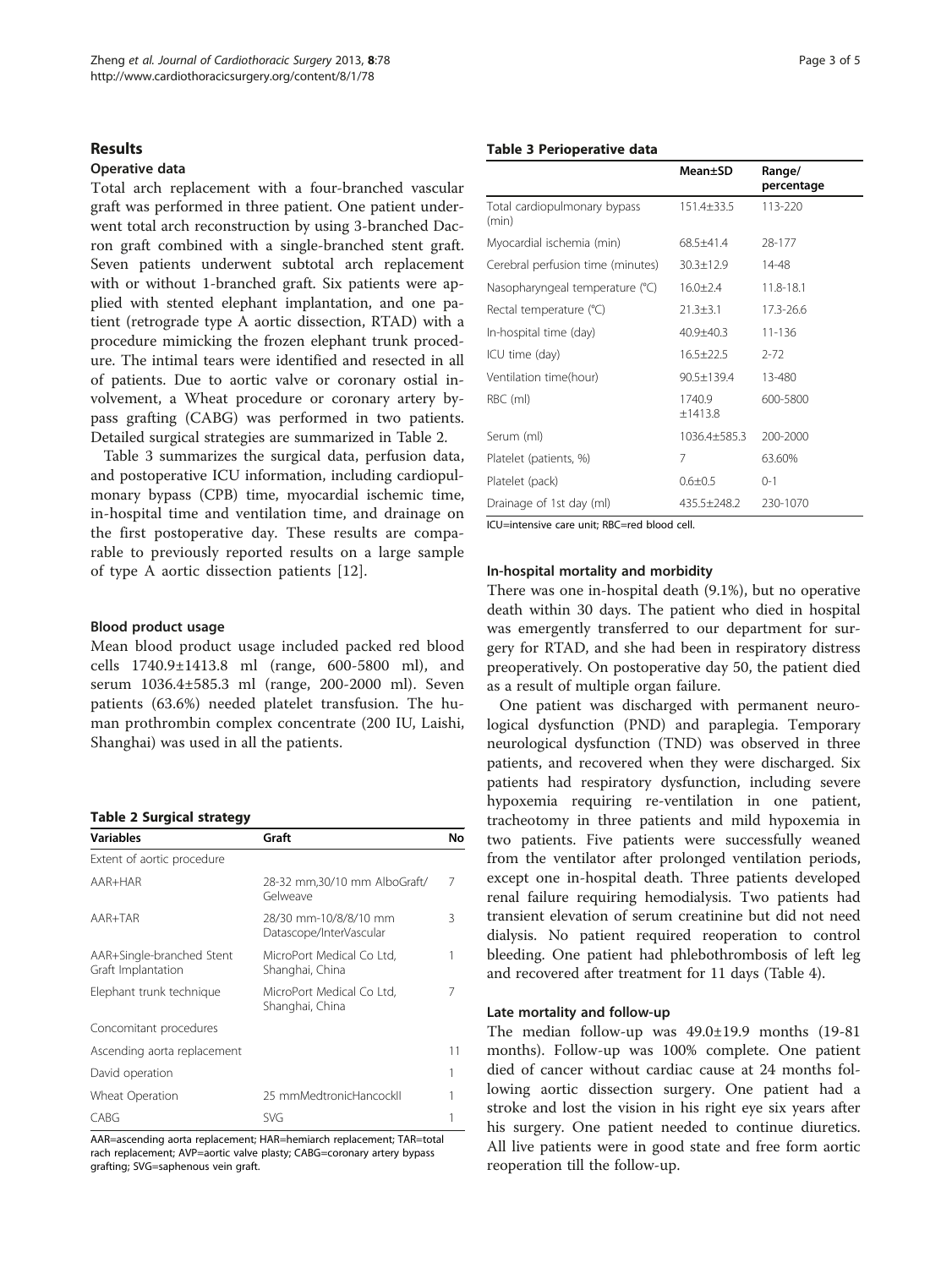## Results

### Operative data

Total arch replacement with a four-branched vascular graft was performed in three patient. One patient underwent total arch reconstruction by using 3-branched Dacron graft combined with a single-branched stent graft. Seven patients underwent subtotal arch replacement with or without 1-branched graft. Six patients were applied with stented elephant implantation, and one patient (retrograde type A aortic dissection, RTAD) with a procedure mimicking the frozen elephant trunk procedure. The intimal tears were identified and resected in all of patients. Due to aortic valve or coronary ostial involvement, a Wheat procedure or coronary artery bypass grafting (CABG) was performed in two patients. Detailed surgical strategies are summarized in Table 2.

Table 3 summarizes the surgical data, perfusion data, and postoperative ICU information, including cardiopulmonary bypass (CPB) time, myocardial ischemic time, in-hospital time and ventilation time, and drainage on the first postoperative day. These results are comparable to previously reported results on a large sample of type A aortic dissection patients [12].

### Blood product usage

Mean blood product usage included packed red blood cells 1740.9±1413.8 ml (range, 600-5800 ml), and serum 1036.4±585.3 ml (range, 200-2000 ml). Seven patients (63.6%) needed platelet transfusion. The human prothrombin complex concentrate (200 IU, Laishi, Shanghai) was used in all the patients.

**Table 2 Surgical strategy**

| Variables | Graft | No |
|---|---|---|
| Extent of aortic procedure | | |
| AAR+HAR | 28-32 mm,30/10 mm AlboGraft/ Gelweave | 7 |
| AAR+TAR | 28/30 mm-10/8/8/10 mm Datascope/InterVascular | 3 |
| AAR+Single-branched Stent Graft Implantation | MicroPort Medical Co Ltd, Shanghai, China | 1 |
| Elephant trunk technique | MicroPort Medical Co Ltd, Shanghai, China | 7 |
| Concomitant procedures | | |
| Ascending aorta replacement | | 11 |
| David operation | | 1 |
| Wheat Operation | 25 mmMedtronicHancockII | 1 |
| CABG | SVG | 1 |

AAR=ascending aorta replacement; HAR=hemiarch replacement; TAR=total rach replacement; AVP=aortic valve plasty; CABG=coronary artery bypass grafting; SVG=saphenous vein graft.

**Table 3 Perioperative data**

| | Mean±SD | Range/ percentage |
|---|---|---|
| Total cardiopulmonary bypass (min) | 151.4±33.5 | 113-220 |
| Myocardial ischemia (min) | 68.5±41.4 | 28-177 |
| Cerebral perfusion time (minutes) | 30.3±12.9 | 14-48 |
| Nasopharyngeal temperature (°C) | 16.0±2.4 | 11.8-18.1 |
| Rectal temperature (°C) | 21.3±3.1 | 17.3-26.6 |
| In-hospital time (day) | 40.9±40.3 | 11-136 |
| ICU time (day) | 16.5±22.5 | 2-72 |
| Ventilation time(hour) | 90.5±139.4 | 13-480 |
| RBC (ml) | 1740.9 ±1413.8 | 600-5800 |
| Serum (ml) | 1036.4±585.3 | 200-2000 |
| Platelet (patients, %) | 7 | 63.60% |
| Platelet (pack) | 0.6±0.5 | 0-1 |
| Drainage of 1st day (ml) | 435.5±248.2 | 230-1070 |

ICU=intensive care unit; RBC=red blood cell.

### In-hospital mortality and morbidity

There was one in-hospital death (9.1%), but no operative death within 30 days. The patient who died in hospital was emergently transferred to our department for surgery for RTAD, and she had been in respiratory distress preoperatively. On postoperative day 50, the patient died as a result of multiple organ failure.

One patient was discharged with permanent neurological dysfunction (PND) and paraplegia. Temporary neurological dysfunction (TND) was observed in three patients, and recovered when they were discharged. Six patients had respiratory dysfunction, including severe hypoxemia requiring re-ventilation in one patient, tracheotomy in three patients and mild hypoxemia in two patients. Five patients were successfully weaned from the ventilator after prolonged ventilation periods, except one in-hospital death. Three patients developed renal failure requiring hemodialysis. Two patients had transient elevation of serum creatinine but did not need dialysis. No patient required reoperation to control bleeding. One patient had phlebothrombosis of left leg and recovered after treatment for 11 days (Table 4).

### Late mortality and follow-up

The median follow-up was 49.0±19.9 months (19-81 months). Follow-up was 100% complete. One patient died of cancer without cardiac cause at 24 months following aortic dissection surgery. One patient had a stroke and lost the vision in his right eye six years after his surgery. One patient needed to continue diuretics. All live patients were in good state and free form aortic reoperation till the follow-up.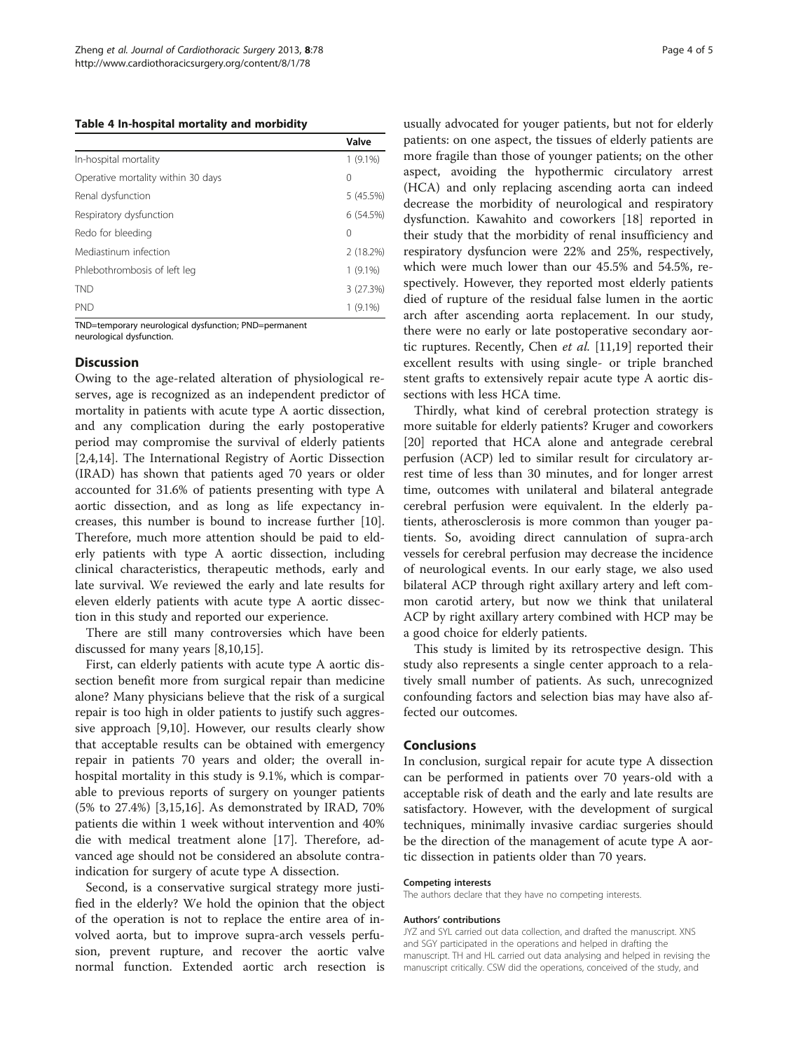**Table 4 In-hospital mortality and morbidity**

| | Valve |
|---|---|
| In-hospital mortality | 1 (9.1%) |
| Operative mortality within 30 days | 0 |
| Renal dysfunction | 5 (45.5%) |
| Respiratory dysfunction | 6 (54.5%) |
| Redo for bleeding | 0 |
| Mediastinum infection | 2 (18.2%) |
| Phlebothrombosis of left leg | 1 (9.1%) |
| TND | 3 (27.3%) |
| PND | 1 (9.1%) |

TND=temporary neurological dysfunction; PND=permanent neurological dysfunction.

## Discussion

Owing to the age-related alteration of physiological reserves, age is recognized as an independent predictor of mortality in patients with acute type A aortic dissection, and any complication during the early postoperative period may compromise the survival of elderly patients [2,4,14]. The International Registry of Aortic Dissection (IRAD) has shown that patients aged 70 years or older accounted for 31.6% of patients presenting with type A aortic dissection, and as long as life expectancy increases, this number is bound to increase further [10]. Therefore, much more attention should be paid to elderly patients with type A aortic dissection, including clinical characteristics, therapeutic methods, early and late survival. We reviewed the early and late results for eleven elderly patients with acute type A aortic dissection in this study and reported our experience.

There are still many controversies which have been discussed for many years [8,10,15].

First, can elderly patients with acute type A aortic dissection benefit more from surgical repair than medicine alone? Many physicians believe that the risk of a surgical repair is too high in older patients to justify such aggressive approach [9,10]. However, our results clearly show that acceptable results can be obtained with emergency repair in patients 70 years and older; the overall in-hospital mortality in this study is 9.1%, which is comparable to previous reports of surgery on younger patients (5% to 27.4%) [3,15,16]. As demonstrated by IRAD, 70% patients die within 1 week without intervention and 40% die with medical treatment alone [17]. Therefore, advanced age should not be considered an absolute contraindication for surgery of acute type A dissection.

Second, is a conservative surgical strategy more justified in the elderly? We hold the opinion that the object of the operation is not to replace the entire area of involved aorta, but to improve supra-arch vessels perfusion, prevent rupture, and recover the aortic valve normal function. Extended aortic arch resection is usually advocated for youger patients, but not for elderly patients: on one aspect, the tissues of elderly patients are more fragile than those of younger patients; on the other aspect, avoiding the hypothermic circulatory arrest (HCA) and only replacing ascending aorta can indeed decrease the morbidity of neurological and respiratory dysfunction. Kawahito and coworkers [18] reported in their study that the morbidity of renal insufficiency and respiratory dysfuncion were 22% and 25%, respectively, which were much lower than our 45.5% and 54.5%, respectively. However, they reported most elderly patients died of rupture of the residual false lumen in the aortic arch after ascending aorta replacement. In our study, there were no early or late postoperative secondary aortic ruptures. Recently, Chen *et al.* [11,19] reported their excellent results with using single- or triple branched stent grafts to extensively repair acute type A aortic dissections with less HCA time.

Thirdly, what kind of cerebral protection strategy is more suitable for elderly patients? Kruger and coworkers [20] reported that HCA alone and antegrade cerebral perfusion (ACP) led to similar result for circulatory arrest time of less than 30 minutes, and for longer arrest time, outcomes with unilateral and bilateral antegrade cerebral perfusion were equivalent. In the elderly patients, atherosclerosis is more common than youger patients. So, avoiding direct cannulation of supra-arch vessels for cerebral perfusion may decrease the incidence of neurological events. In our early stage, we also used bilateral ACP through right axillary artery and left common carotid artery, but now we think that unilateral ACP by right axillary artery combined with HCP may be a good choice for elderly patients.

This study is limited by its retrospective design. This study also represents a single center approach to a relatively small number of patients. As such, unrecognized confounding factors and selection bias may have also affected our outcomes.

## Conclusions

In conclusion, surgical repair for acute type A dissection can be performed in patients over 70 years-old with a acceptable risk of death and the early and late results are satisfactory. However, with the development of surgical techniques, minimally invasive cardiac surgeries should be the direction of the management of acute type A aortic dissection in patients older than 70 years.

#### Competing interests

The authors declare that they have no competing interests.

#### Authors' contributions

JYZ and SYL carried out data collection, and drafted the manuscript. XNS and SGY participated in the operations and helped in drafting the manuscript. TH and HL carried out data analysing and helped in revising the manuscript critically. CSW did the operations, conceived of the study, and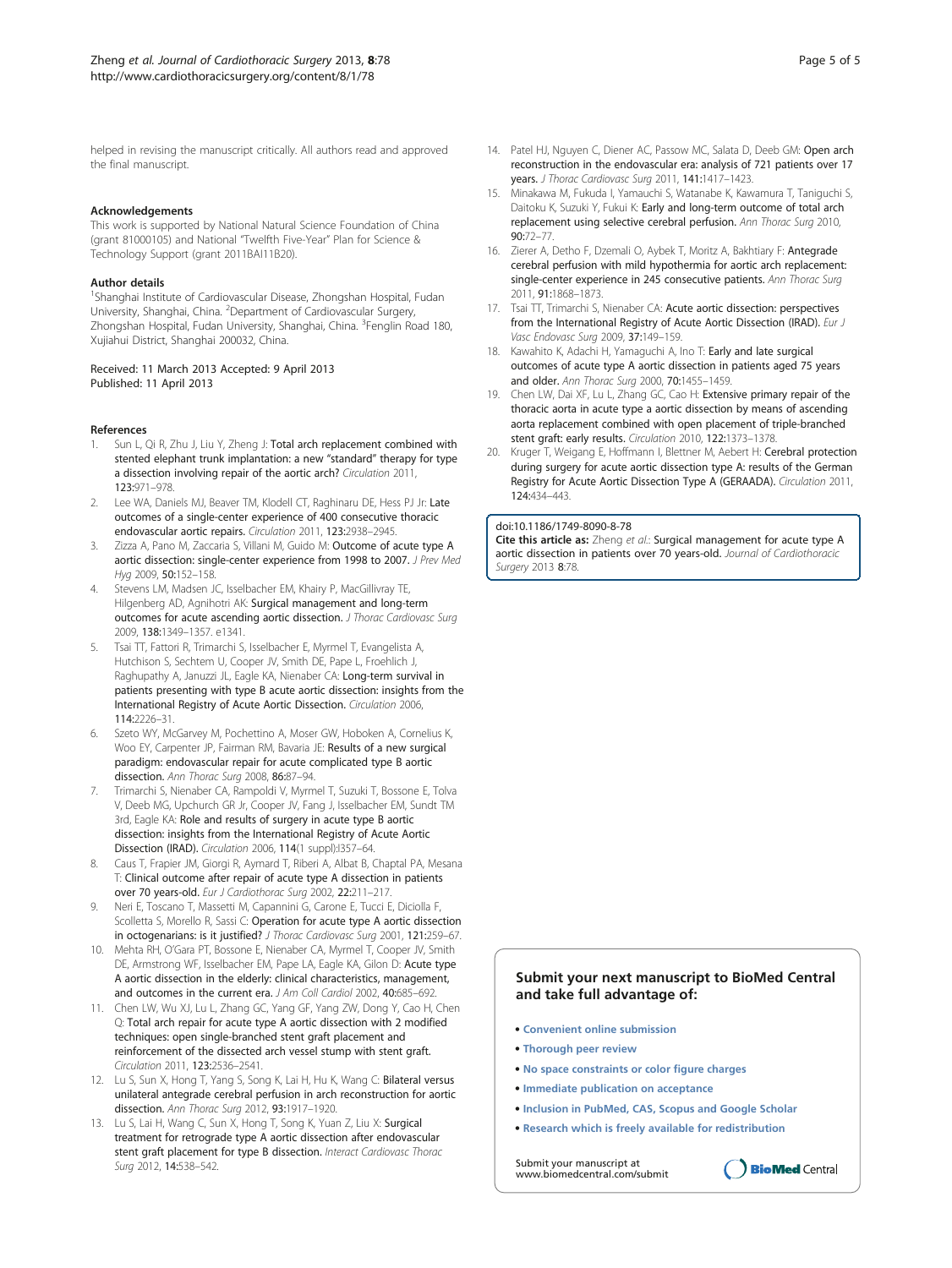helped in revising the manuscript critically. All authors read and approved the final manuscript.

#### Acknowledgements

This work is supported by National Natural Science Foundation of China (grant 81000105) and National "Twelfth Five-Year" Plan for Science & Technology Support (grant 2011BAI11B20).

#### Author details

[1]Shanghai Institute of Cardiovascular Disease, Zhongshan Hospital, Fudan University, Shanghai, China. [2]Department of Cardiovascular Surgery, Zhongshan Hospital, Fudan University, Shanghai, China. [3]Fenglin Road 180, Xujiahui District, Shanghai 200032, China.

Received: 11 March 2013 Accepted: 9 April 2013
Published: 11 April 2013

#### References

1. Sun L, Qi R, Zhu J, Liu Y, Zheng J: **Total arch replacement combined with stented elephant trunk implantation: a new "standard" therapy for type a dissection involving repair of the aortic arch?** *Circulation* 2011, **123**:971–978.
2. Lee WA, Daniels MJ, Beaver TM, Klodell CT, Raghinaru DE, Hess PJ Jr: **Late outcomes of a single-center experience of 400 consecutive thoracic endovascular aortic repairs.** *Circulation* 2011, **123**:2938–2945.
3. Zizza A, Pano M, Zaccaria S, Villani M, Guido M: **Outcome of acute type A aortic dissection: single-center experience from 1998 to 2007.** *J Prev Med Hyg* 2009, **50**:152–158.
4. Stevens LM, Madsen JC, Isselbacher EM, Khairy P, MacGillivray TE, Hilgenberg AD, Agnihotri AK: **Surgical management and long-term outcomes for acute ascending aortic dissection.** *J Thorac Cardiovasc Surg* 2009, **138**:1349–1357. e1341.
5. Tsai TT, Fattori R, Trimarchi S, Isselbacher E, Myrmel T, Evangelista A, Hutchison S, Sechtem U, Cooper JV, Smith DE, Pape L, Froehlich J, Raghupathy A, Januzzi JL, Eagle KA, Nienaber CA: **Long-term survival in patients presenting with type B acute aortic dissection: insights from the International Registry of Acute Aortic Dissection.** *Circulation* 2006, **114**:2226–31.
6. Szeto WY, McGarvey M, Pochettino A, Moser GW, Hoboken A, Cornelius K, Woo EY, Carpenter JP, Fairman RM, Bavaria JE: **Results of a new surgical paradigm: endovascular repair for acute complicated type B aortic dissection.** *Ann Thorac Surg* 2008, **86**:87–94.
7. Trimarchi S, Nienaber CA, Rampoldi V, Myrmel T, Suzuki T, Bossone E, Tolva V, Deeb MG, Upchurch GR Jr, Cooper JV, Fang J, Isselbacher EM, Sundt TM 3rd, Eagle KA: **Role and results of surgery in acute type B aortic dissection: insights from the International Registry of Acute Aortic Dissection (IRAD).** *Circulation* 2006, **114**(1 suppl):I357–64.
8. Caus T, Frapier JM, Giorgi R, Aymard T, Riberi A, Albat B, Chaptal PA, Mesana T: **Clinical outcome after repair of acute type A dissection in patients over 70 years-old.** *Eur J Cardiothorac Surg* 2002, **22**:211–217.
9. Neri E, Toscano T, Massetti M, Capannini G, Carone E, Tucci E, Diciolla F, Scolletta S, Morello R, Sassi C: **Operation for acute type A aortic dissection in octogenarians: is it justified?** *J Thorac Cardiovasc Surg* 2001, **121**:259–67.
10. Mehta RH, O'Gara PT, Bossone E, Nienaber CA, Myrmel T, Cooper JV, Smith DE, Armstrong WF, Isselbacher EM, Pape LA, Eagle KA, Gilon D: **Acute type A aortic dissection in the elderly: clinical characteristics, management, and outcomes in the current era.** *J Am Coll Cardiol* 2002, **40**:685–692.
11. Chen LW, Wu XJ, Lu L, Zhang GC, Yang GF, Yang ZW, Dong Y, Cao H, Chen Q: **Total arch repair for acute type A aortic dissection with 2 modified techniques: open single-branched stent graft placement and reinforcement of the dissected arch vessel stump with stent graft.** *Circulation* 2011, **123**:2536–2541.
12. Lu S, Sun X, Hong T, Yang S, Song K, Lai H, Hu K, Wang C: **Bilateral versus unilateral antegrade cerebral perfusion in arch reconstruction for aortic dissection.** *Ann Thorac Surg* 2012, **93**:1917–1920.
13. Lu S, Lai H, Wang C, Sun X, Hong T, Song K, Yuan Z, Liu X: **Surgical treatment for retrograde type A aortic dissection after endovascular stent graft placement for type B dissection.** *Interact Cardiovasc Thorac Surg* 2012, **14**:538–542.
14. Patel HJ, Nguyen C, Diener AC, Passow MC, Salata D, Deeb GM: **Open arch reconstruction in the endovascular era: analysis of 721 patients over 17 years.** *J Thorac Cardiovasc Surg* 2011, **141**:1417–1423.
15. Minakawa M, Fukuda I, Yamauchi S, Watanabe K, Kawamura T, Taniguchi S, Daitoku K, Suzuki Y, Fukui K: **Early and long-term outcome of total arch replacement using selective cerebral perfusion.** *Ann Thorac Surg* 2010, **90**:72–77.
16. Zierer A, Detho F, Dzemali O, Aybek T, Moritz A, Bakhtiary F: **Antegrade cerebral perfusion with mild hypothermia for aortic arch replacement: single-center experience in 245 consecutive patients.** *Ann Thorac Surg* 2011, **91**:1868–1873.
17. Tsai TT, Trimarchi S, Nienaber CA: **Acute aortic dissection: perspectives from the International Registry of Acute Aortic Dissection (IRAD).** *Eur J Vasc Endovasc Surg* 2009, **37**:149–159.
18. Kawahito K, Adachi H, Yamaguchi A, Ino T: **Early and late surgical outcomes of acute type A aortic dissection in patients aged 75 years and older.** *Ann Thorac Surg* 2000, **70**:1455–1459.
19. Chen LW, Dai XF, Lu L, Zhang GC, Cao H: **Extensive primary repair of the thoracic aorta in acute type a aortic dissection by means of ascending aorta replacement combined with open placement of triple-branched stent graft: early results.** *Circulation* 2010, **122**:1373–1378.
20. Kruger T, Weigang E, Hoffmann I, Blettner M, Aebert H: **Cerebral protection during surgery for acute aortic dissection type A: results of the German Registry for Acute Aortic Dissection Type A (GERAADA).** *Circulation* 2011, **124**:434–443.

doi:10.1186/1749-8090-8-78

**Cite this article as:** Zheng *et al.*: Surgical management for acute type A aortic dissection in patients over 70 years-old. *Journal of Cardiothoracic Surgery* 2013 **8**:78.

**Submit your next manuscript to BioMed Central and take full advantage of:**

- **Convenient online submission**
- **Thorough peer review**
- **No space constraints or color figure charges**
- **Immediate publication on acceptance**
- **Inclusion in PubMed, CAS, Scopus and Google Scholar**
- **Research which is freely available for redistribution**

Submit your manuscript at
www.biomedcentral.com/submit

BioMed Central